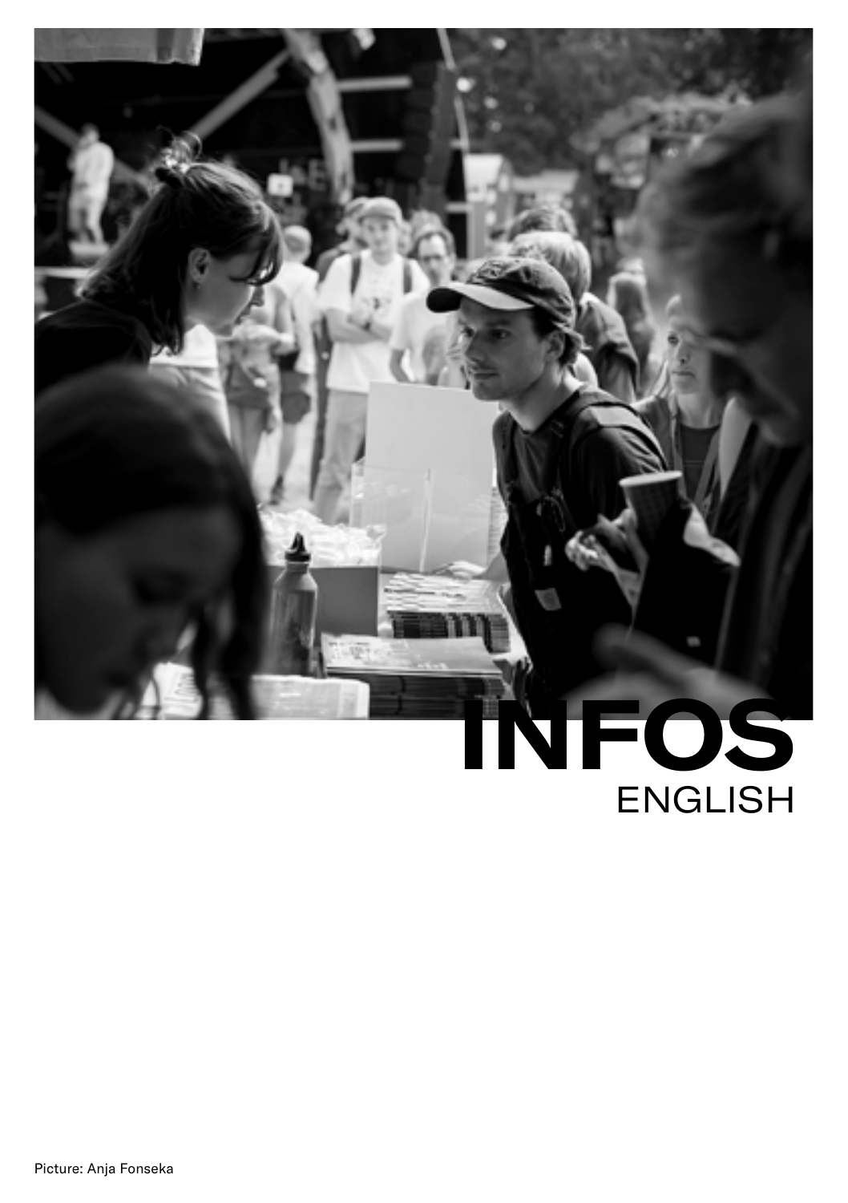# INFOS

ENGLISH

Picture: Anja Fonseka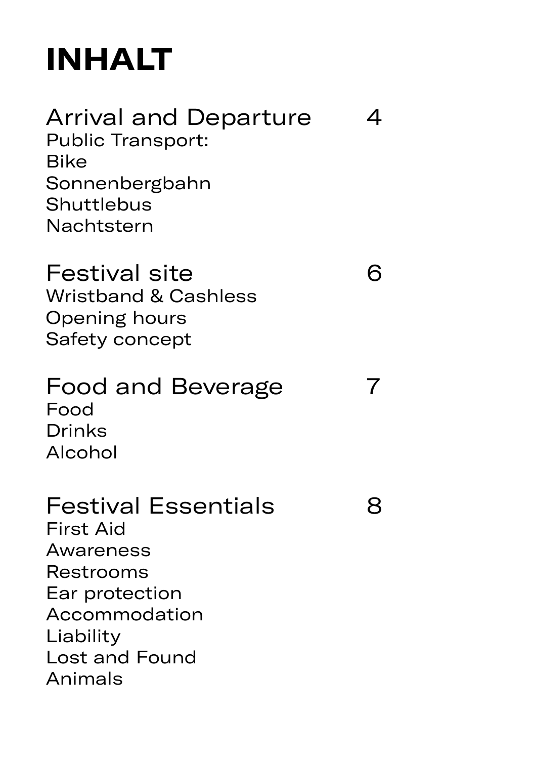# INHALT

## Arrival and Departure 4

Public Transport:
Bike
Sonnenbergbahn
Shuttlebus
Nachtstern

## Festival site 6

Wristband & Cashless
Opening hours
Safety concept

## Food and Beverage 7

Food
Drinks
Alcohol

## Festival Essentials 8

First Aid
Awareness
Restrooms
Ear protection
Accommodation
Liability
Lost and Found
Animals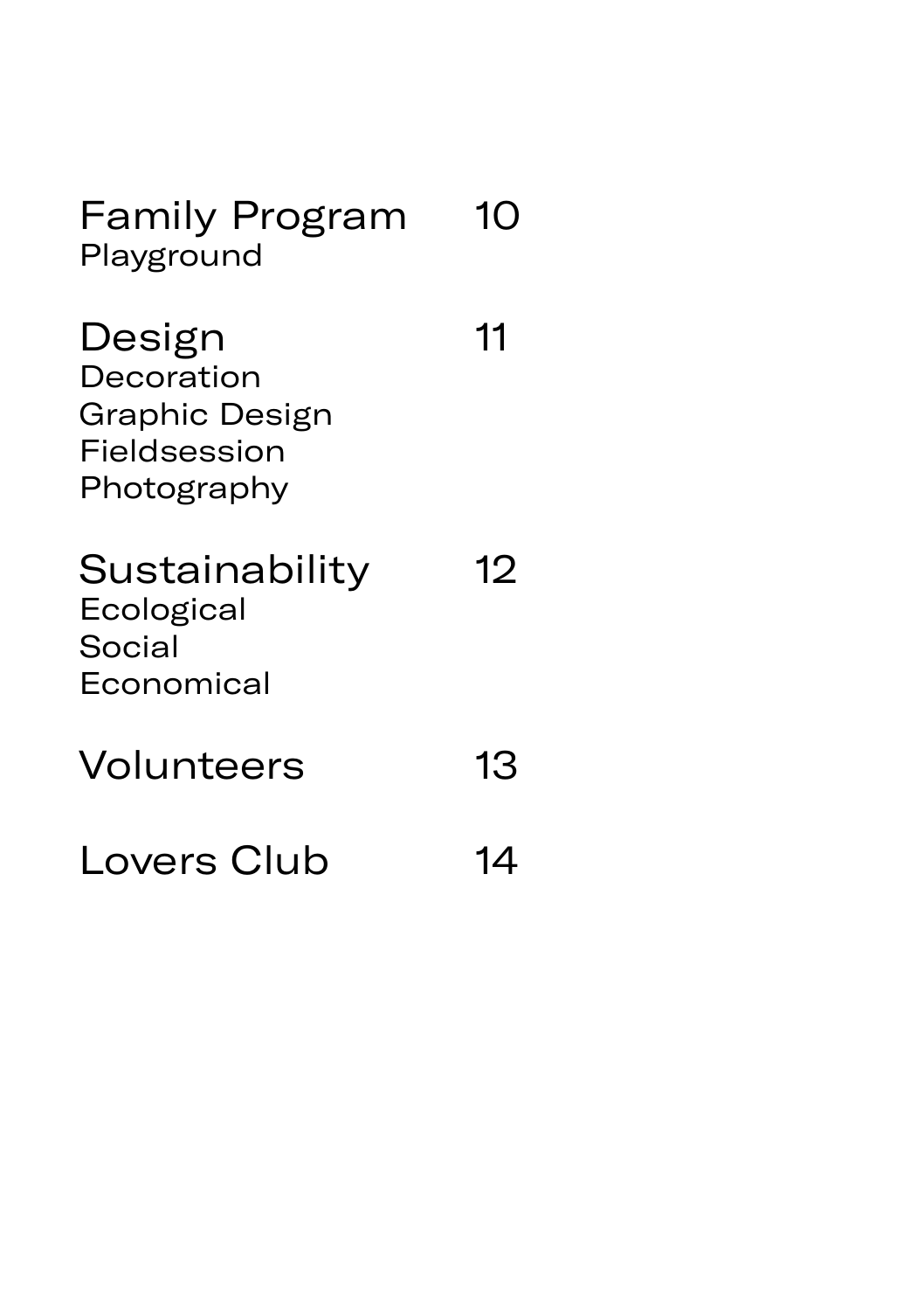Family Program 10
Playground

Design 11
Decoration
Graphic Design
Fieldsession
Photography

Sustainability 12
Ecological
Social
Economical

Volunteers 13

Lovers Club 14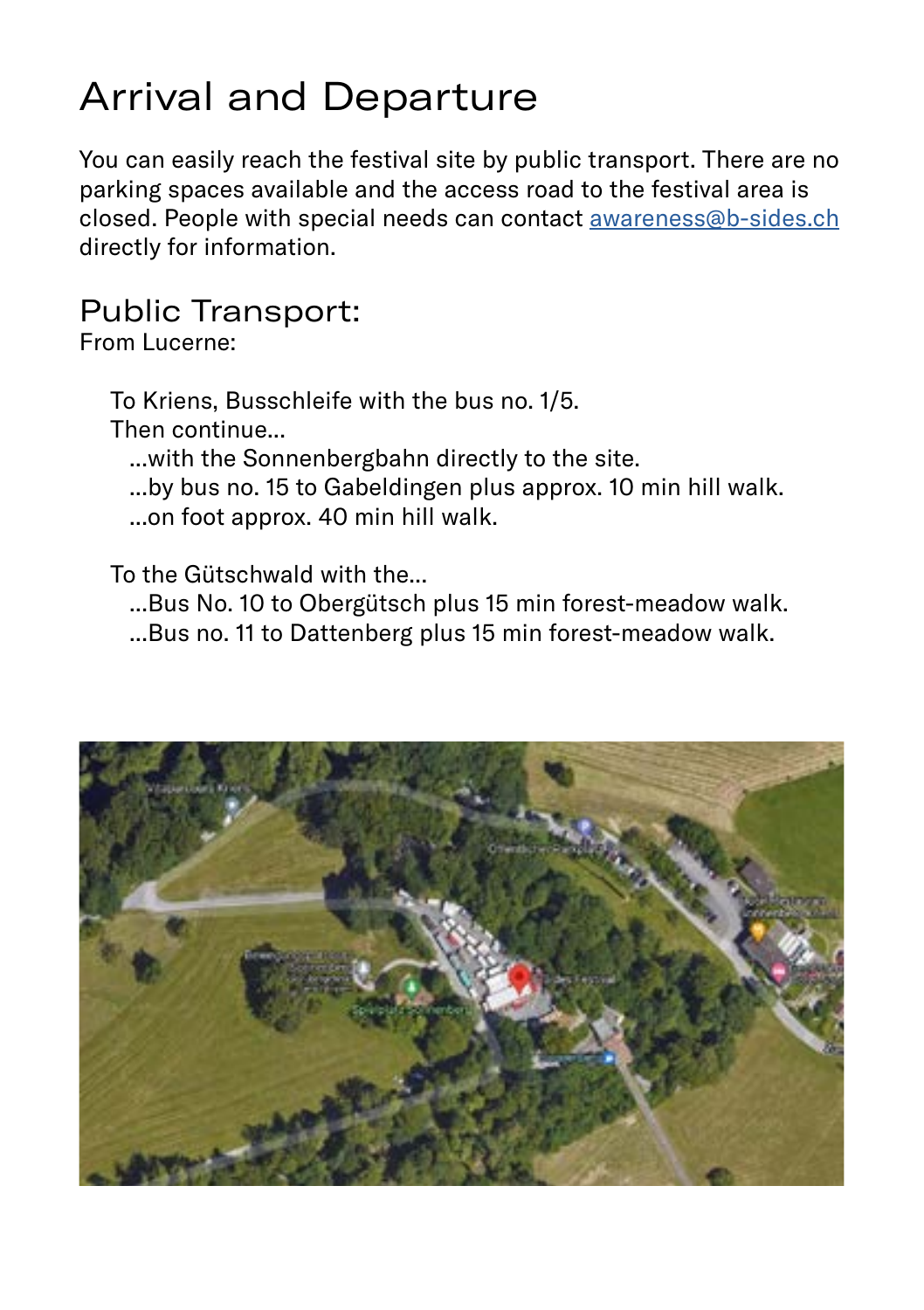# Arrival and Departure

You can easily reach the festival site by public transport. There are no parking spaces available and the access road to the festival area is closed. People with special needs can contact [awareness@b-sides.ch](mailto:awareness@b-sides.ch) directly for information.

## Public Transport:

From Lucerne:

To Kriens, Busschleife with the bus no. 1/5.
Then continue...
...with the Sonnenbergbahn directly to the site.
...by bus no. 15 to Gabeldingen plus approx. 10 min hill walk.
...on foot approx. 40 min hill walk.

To the Gütschwald with the...
...Bus No. 10 to Obergütsch plus 15 min forest-meadow walk.
...Bus no. 11 to Dattenberg plus 15 min forest-meadow walk.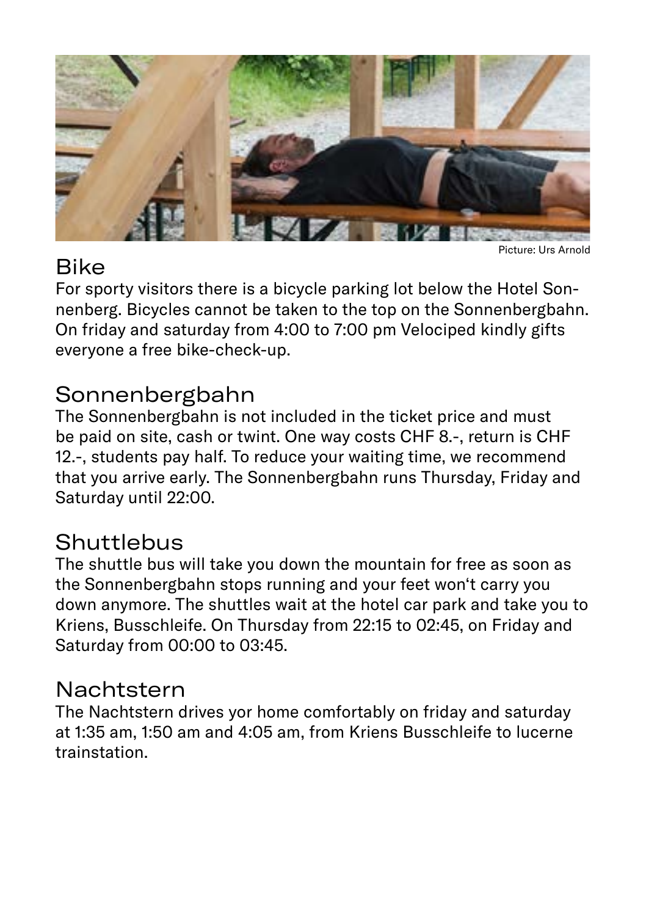Picture: Urs Arnold

## Bike

For sporty visitors there is a bicycle parking lot below the Hotel Sonnenberg. Bicycles cannot be taken to the top on the Sonnenbergbahn. On friday and saturday from 4:00 to 7:00 pm Velociped kindly gifts everyone a free bike-check-up.

## Sonnenbergbahn

The Sonnenbergbahn is not included in the ticket price and must be paid on site, cash or twint. One way costs CHF 8.-, return is CHF 12.-, students pay half. To reduce your waiting time, we recommend that you arrive early. The Sonnenbergbahn runs Thursday, Friday and Saturday until 22:00.

## Shuttlebus

The shuttle bus will take you down the mountain for free as soon as the Sonnenbergbahn stops running and your feet won't carry you down anymore. The shuttles wait at the hotel car park and take you to Kriens, Busschleife. On Thursday from 22:15 to 02:45, on Friday and Saturday from 00:00 to 03:45.

## Nachtstern

The Nachtstern drives yor home comfortably on friday and saturday at 1:35 am, 1:50 am and 4:05 am, from Kriens Busschleife to lucerne trainstation.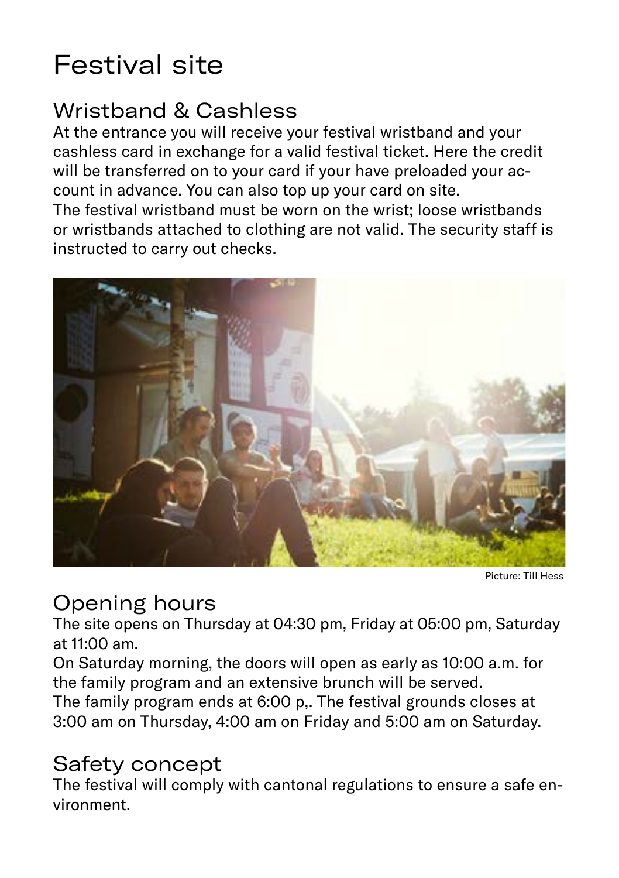# Festival site

## Wristband & Cashless

At the entrance you will receive your festival wristband and your cashless card in exchange for a valid festival ticket. Here the credit will be transferred on to your card if your have preloaded your account in advance. You can also top up your card on site.
The festival wristband must be worn on the wrist; loose wristbands or wristbands attached to clothing are not valid. The security staff is instructed to carry out checks.

Picture: Till Hess

## Opening hours

The site opens on Thursday at 04:30 pm, Friday at 05:00 pm, Saturday at 11:00 am.
On Saturday morning, the doors will open as early as 10:00 a.m. for the family program and an extensive brunch will be served.
The family program ends at 6:00 p,. The festival grounds closes at 3:00 am on Thursday, 4:00 am on Friday and 5:00 am on Saturday.

## Safety concept

The festival will comply with cantonal regulations to ensure a safe environment.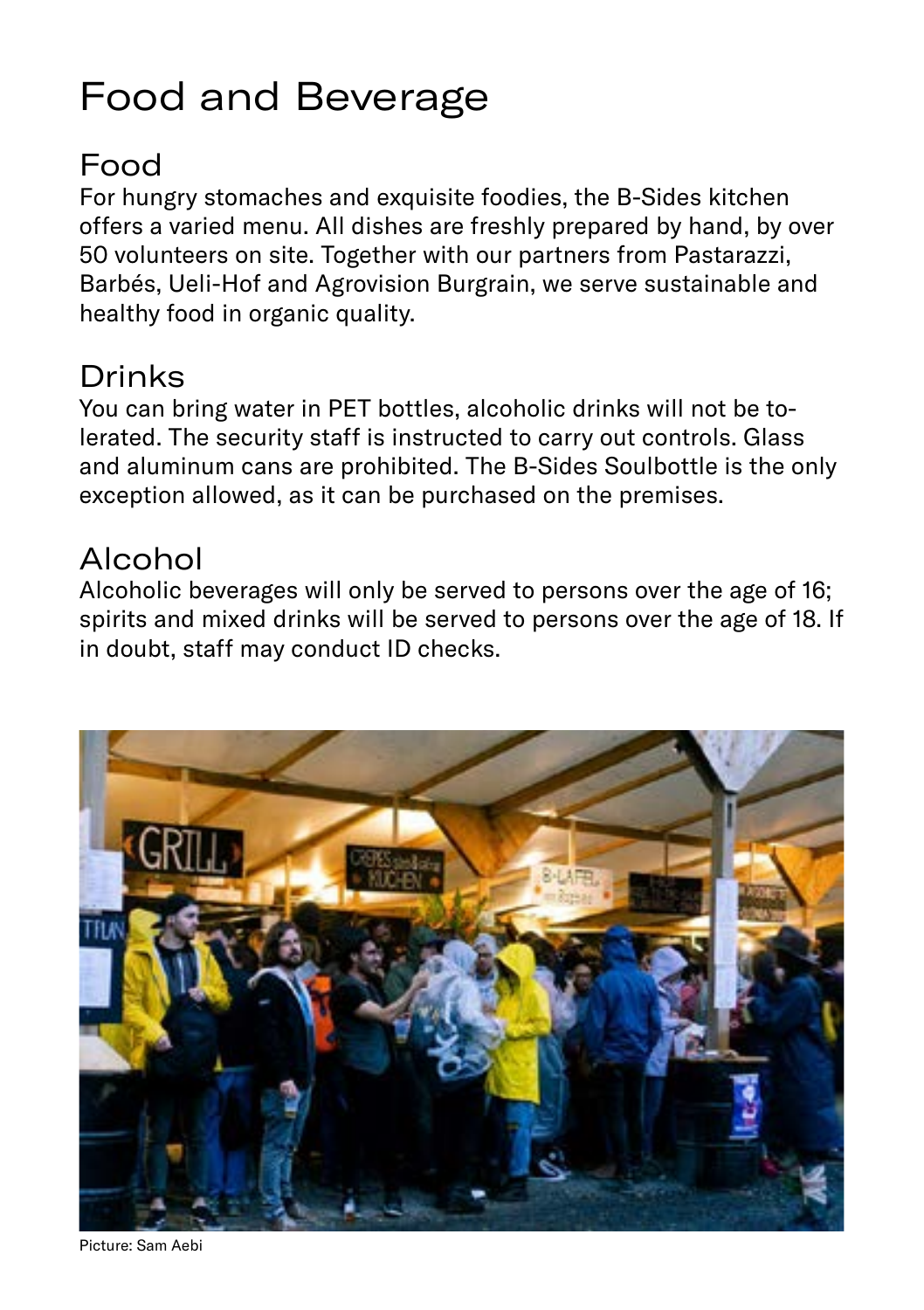# Food and Beverage

## Food

For hungry stomaches and exquisite foodies, the B-Sides kitchen offers a varied menu. All dishes are freshly prepared by hand, by over 50 volunteers on site. Together with our partners from Pastarazzi, Barbés, Ueli-Hof and Agrovision Burgrain, we serve sustainable and healthy food in organic quality.

## Drinks

You can bring water in PET bottles, alcoholic drinks will not be tolerated. The security staff is instructed to carry out controls. Glass and aluminum cans are prohibited. The B-Sides Soulbottle is the only exception allowed, as it can be purchased on the premises.

## Alcohol

Alcoholic beverages will only be served to persons over the age of 16; spirits and mixed drinks will be served to persons over the age of 18. If in doubt, staff may conduct ID checks.

Picture: Sam Aebi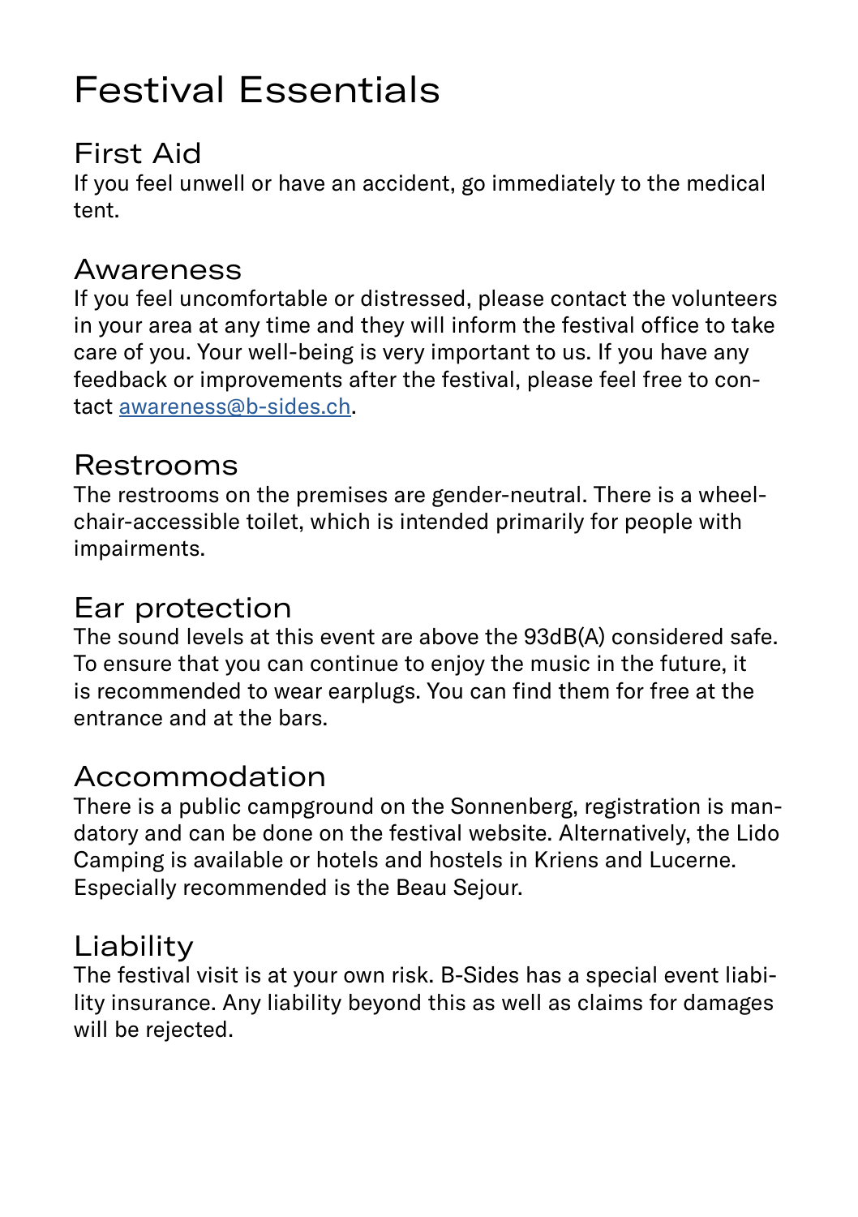# Festival Essentials

## First Aid

If you feel unwell or have an accident, go immediately to the medical tent.

## Awareness

If you feel uncomfortable or distressed, please contact the volunteers in your area at any time and they will inform the festival office to take care of you. Your well-being is very important to us. If you have any feedback or improvements after the festival, please feel free to contact awareness@b-sides.ch.

## Restrooms

The restrooms on the premises are gender-neutral. There is a wheelchair-accessible toilet, which is intended primarily for people with impairments.

## Ear protection

The sound levels at this event are above the 93dB(A) considered safe. To ensure that you can continue to enjoy the music in the future, it is recommended to wear earplugs. You can find them for free at the entrance and at the bars.

## Accommodation

There is a public campground on the Sonnenberg, registration is mandatory and can be done on the festival website. Alternatively, the Lido Camping is available or hotels and hostels in Kriens and Lucerne. Especially recommended is the Beau Sejour.

## Liability

The festival visit is at your own risk. B-Sides has a special event liability insurance. Any liability beyond this as well as claims for damages will be rejected.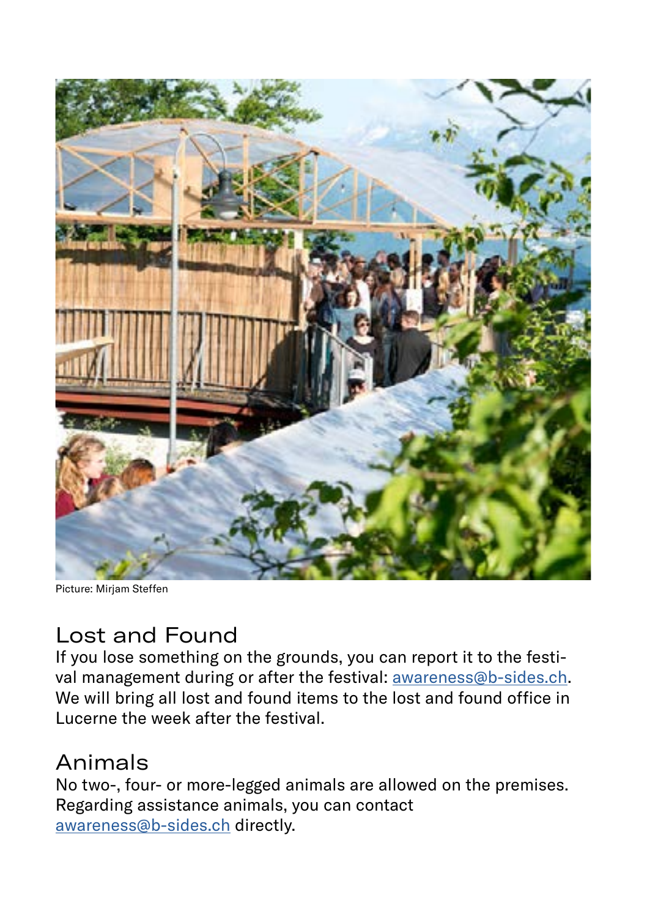Picture: Mirjam Steffen

## Lost and Found

If you lose something on the grounds, you can report it to the festival management during or after the festival: [awareness@b-sides.ch](mailto:awareness@b-sides.ch). We will bring all lost and found items to the lost and found office in Lucerne the week after the festival.

## Animals

No two-, four- or more-legged animals are allowed on the premises. Regarding assistance animals, you can contact [awareness@b-sides.ch](mailto:awareness@b-sides.ch) directly.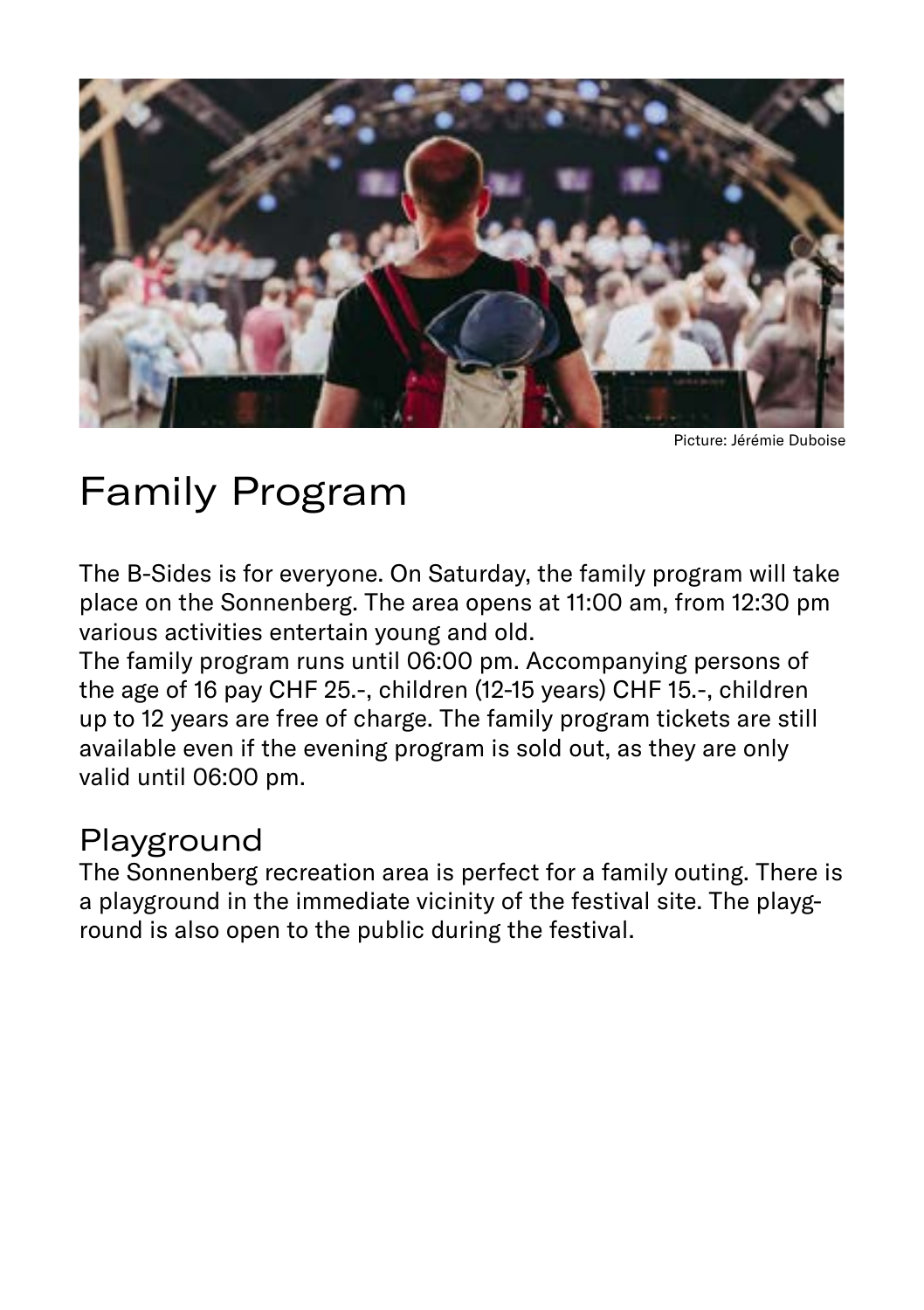Picture: Jérémie Duboise

# Family Program

The B-Sides is for everyone. On Saturday, the family program will take place on the Sonnenberg. The area opens at 11:00 am, from 12:30 pm various activities entertain young and old.
The family program runs until 06:00 pm. Accompanying persons of the age of 16 pay CHF 25.-, children (12-15 years) CHF 15.-, children up to 12 years are free of charge. The family program tickets are still available even if the evening program is sold out, as they are only valid until 06:00 pm.

## Playground

The Sonnenberg recreation area is perfect for a family outing. There is a playground in the immediate vicinity of the festival site. The playground is also open to the public during the festival.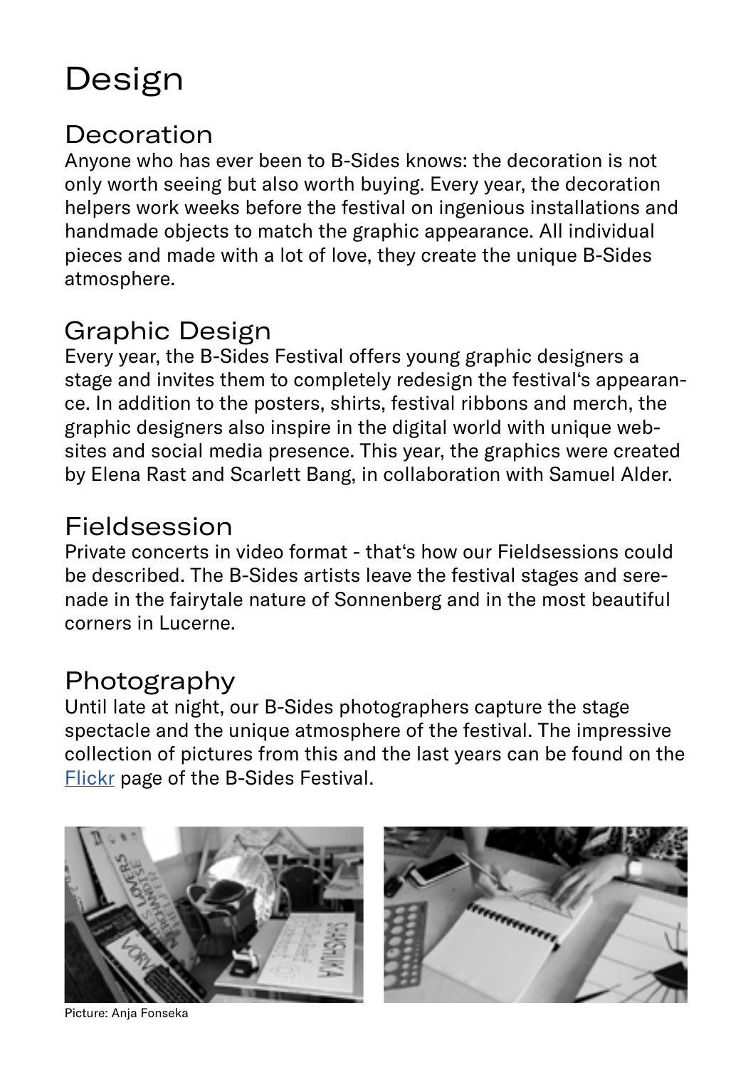# Design

## Decoration

Anyone who has ever been to B-Sides knows: the decoration is not only worth seeing but also worth buying. Every year, the decoration helpers work weeks before the festival on ingenious installations and handmade objects to match the graphic appearance. All individual pieces and made with a lot of love, they create the unique B-Sides atmosphere.

## Graphic Design

Every year, the B-Sides Festival offers young graphic designers a stage and invites them to completely redesign the festival's appearance. In addition to the posters, shirts, festival ribbons and merch, the graphic designers also inspire in the digital world with unique websites and social media presence. This year, the graphics were created by Elena Rast and Scarlett Bang, in collaboration with Samuel Alder.

## Fieldsession

Private concerts in video format - that's how our Fieldsessions could be described. The B-Sides artists leave the festival stages and serenade in the fairytale nature of Sonnenberg and in the most beautiful corners in Lucerne.

## Photography

Until late at night, our B-Sides photographers capture the stage spectacle and the unique atmosphere of the festival. The impressive collection of pictures from this and the last years can be found on the Flickr page of the B-Sides Festival.

Picture: Anja Fonseka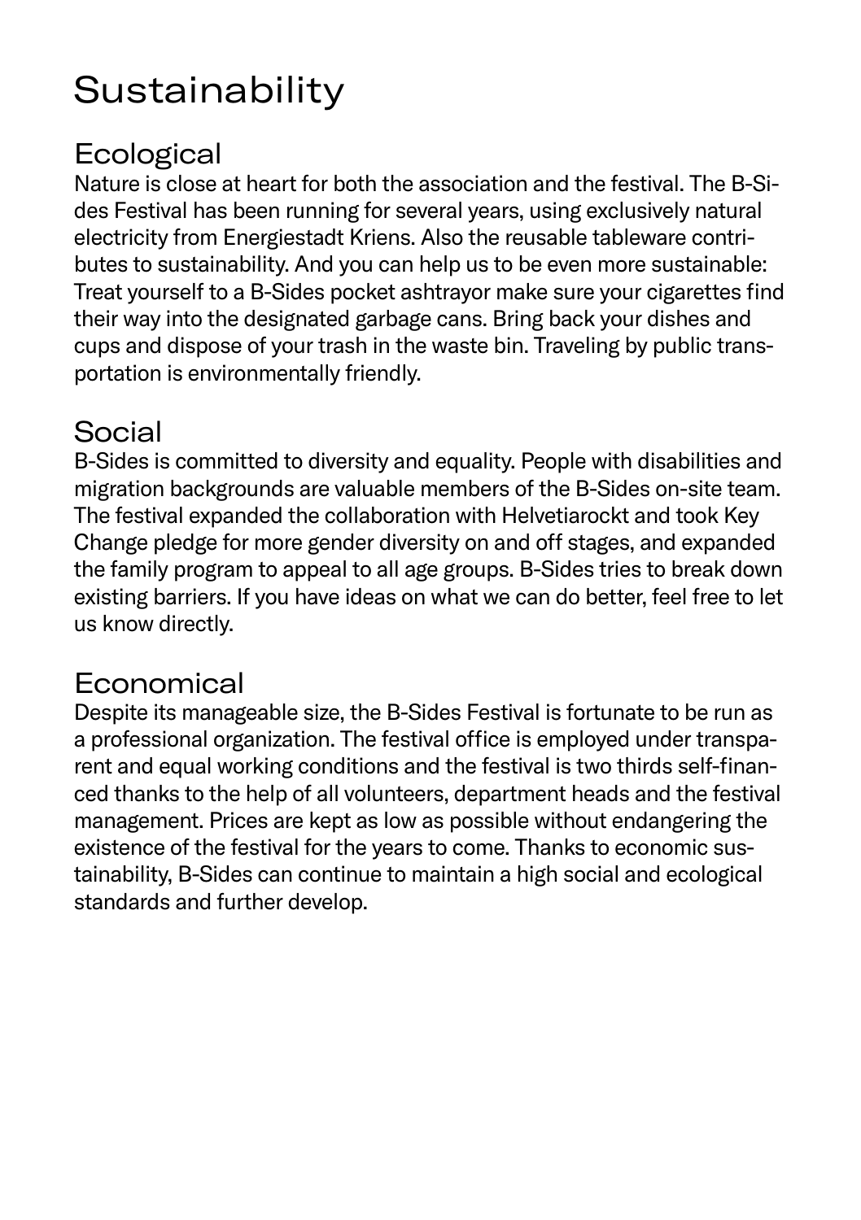# Sustainability

## Ecological

Nature is close at heart for both the association and the festival. The B-Sides Festival has been running for several years, using exclusively natural electricity from Energiestadt Kriens. Also the reusable tableware contributes to sustainability. And you can help us to be even more sustainable: Treat yourself to a B-Sides pocket ashtrayor make sure your cigarettes find their way into the designated garbage cans. Bring back your dishes and cups and dispose of your trash in the waste bin. Traveling by public transportation is environmentally friendly.

## Social

B-Sides is committed to diversity and equality. People with disabilities and migration backgrounds are valuable members of the B-Sides on-site team. The festival expanded the collaboration with Helvetiarockt and took Key Change pledge for more gender diversity on and off stages, and expanded the family program to appeal to all age groups. B-Sides tries to break down existing barriers. If you have ideas on what we can do better, feel free to let us know directly.

## Economical

Despite its manageable size, the B-Sides Festival is fortunate to be run as a professional organization. The festival office is employed under transparent and equal working conditions and the festival is two thirds self-financed thanks to the help of all volunteers, department heads and the festival management. Prices are kept as low as possible without endangering the existence of the festival for the years to come. Thanks to economic sustainability, B-Sides can continue to maintain a high social and ecological standards and further develop.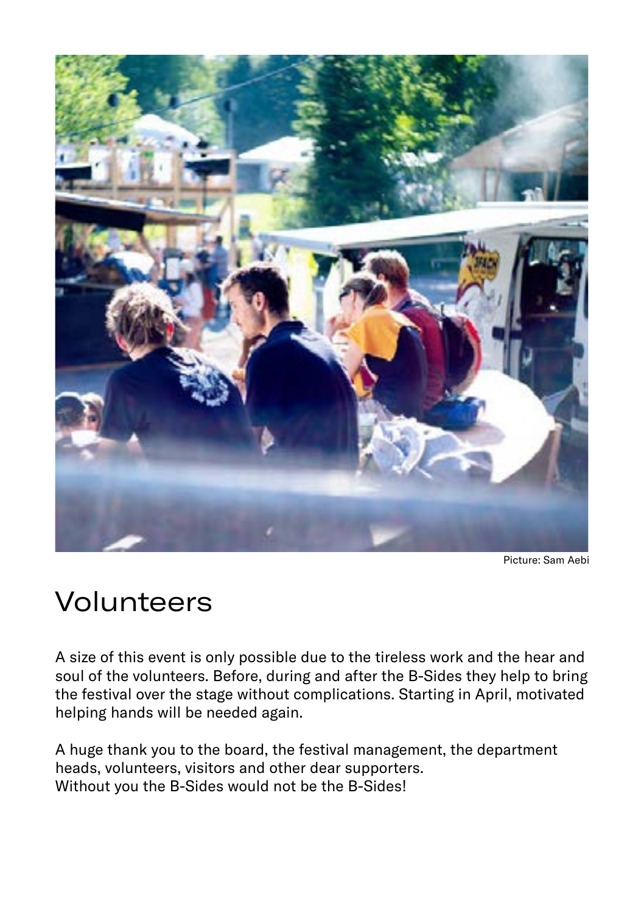Picture: Sam Aebi

# Volunteers

A size of this event is only possible due to the tireless work and the hear and soul of the volunteers. Before, during and after the B-Sides they help to bring the festival over the stage without complications. Starting in April, motivated helping hands will be needed again.

A huge thank you to the board, the festival management, the department heads, volunteers, visitors and other dear supporters.
Without you the B-Sides would not be the B-Sides!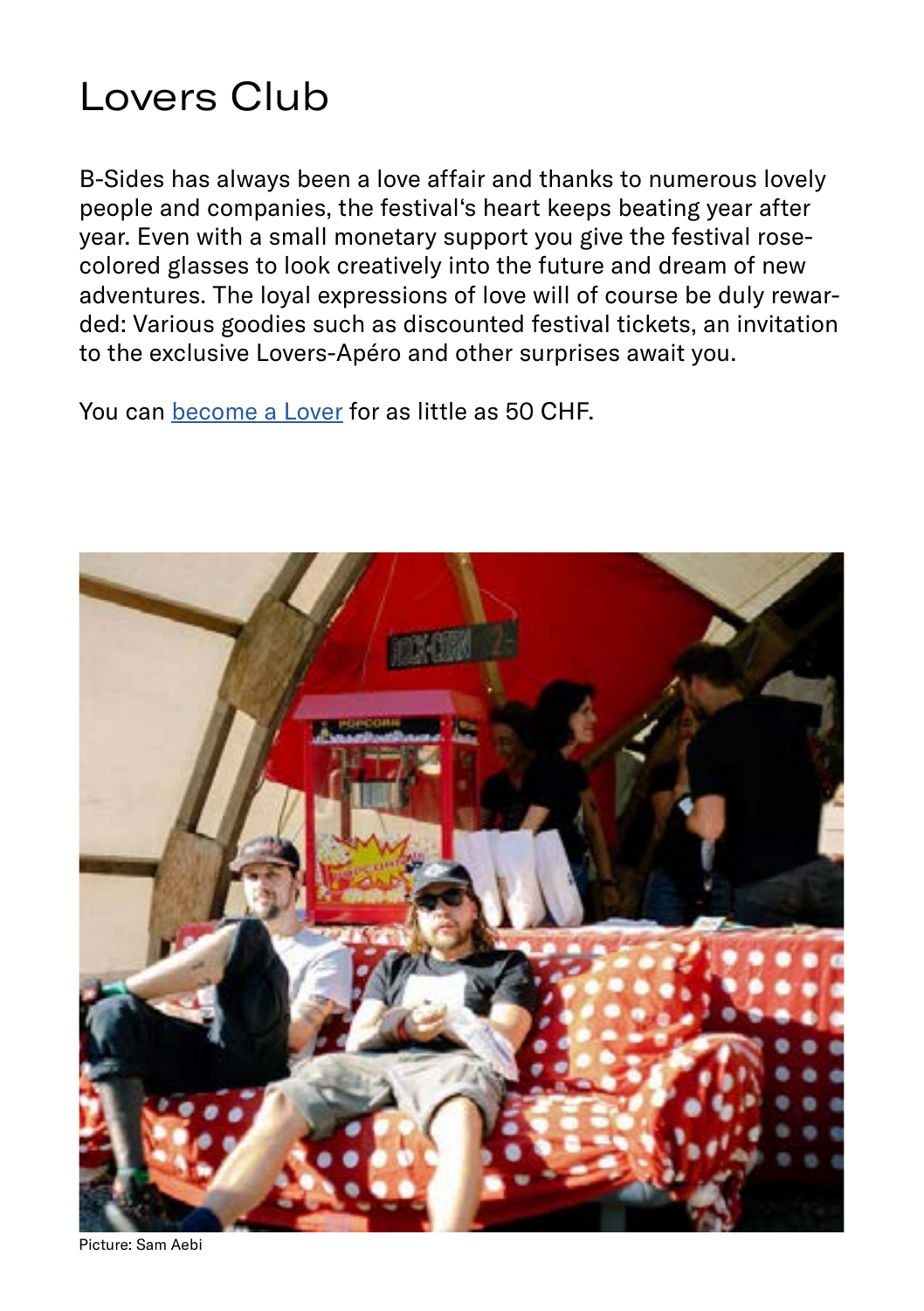# Lovers Club

B-Sides has always been a love affair and thanks to numerous lovely people and companies, the festival's heart keeps beating year after year. Even with a small monetary support you give the festival rose-colored glasses to look creatively into the future and dream of new adventures. The loyal expressions of love will of course be duly rewarded: Various goodies such as discounted festival tickets, an invitation to the exclusive Lovers-Apéro and other surprises await you.

You can become a Lover for as little as 50 CHF.

Picture: Sam Aebi